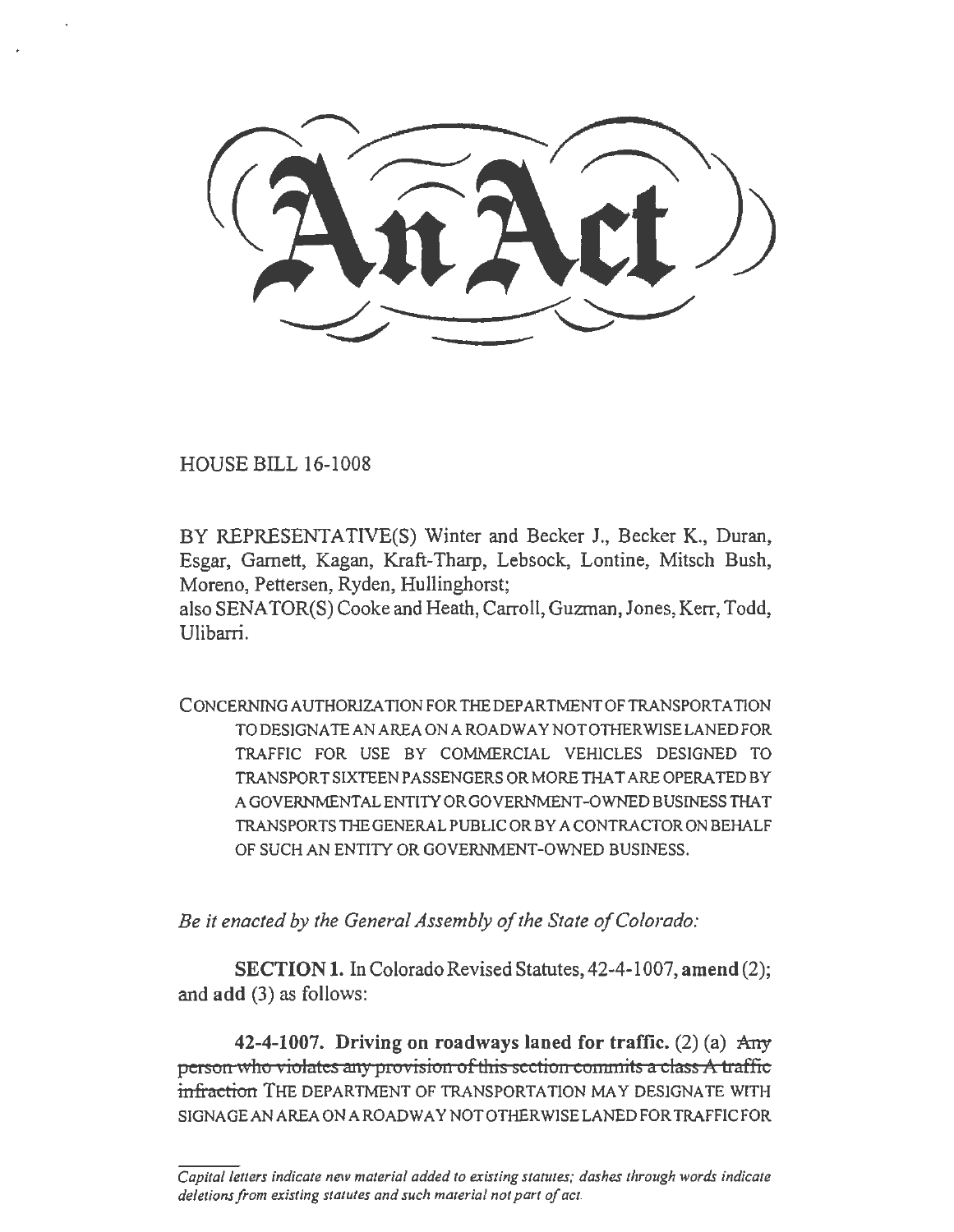# An Act

HOUSE BILL 16-1008

BY REPRESENTATIVE(S) Winter and Becker J., Becker K., Duran, Esgar, Garnett, Kagan, Kraft-Tharp, Lebsock, Lontine, Mitsch Bush, Moreno, Pettersen, Ryden, Hullinghorst;
also SENATOR(S) Cooke and Heath, Carroll, Guzman, Jones, Kerr, Todd, Ulibarri.

CONCERNING AUTHORIZATION FOR THE DEPARTMENT OF TRANSPORTATION TO DESIGNATE AN AREA ON A ROADWAY NOT OTHERWISE LANED FOR TRAFFIC FOR USE BY COMMERCIAL VEHICLES DESIGNED TO TRANSPORT SIXTEEN PASSENGERS OR MORE THAT ARE OPERATED BY A GOVERNMENTAL ENTITY OR GOVERNMENT-OWNED BUSINESS THAT TRANSPORTS THE GENERAL PUBLIC OR BY A CONTRACTOR ON BEHALF OF SUCH AN ENTITY OR GOVERNMENT-OWNED BUSINESS.

*Be it enacted by the General Assembly of the State of Colorado:*

**SECTION 1.** In Colorado Revised Statutes, 42-4-1007, **amend** (2); and **add** (3) as follows:

**42-4-1007. Driving on roadways laned for traffic.** (2) (a) ~~Any person who violates any provision of this section commits a class A traffic infraction~~ THE DEPARTMENT OF TRANSPORTATION MAY DESIGNATE WITH SIGNAGE AN AREA ON A ROADWAY NOT OTHERWISE LANED FOR TRAFFIC FOR

*Capital letters indicate new material added to existing statutes; dashes through words indicate deletions from existing statutes and such material not part of act.*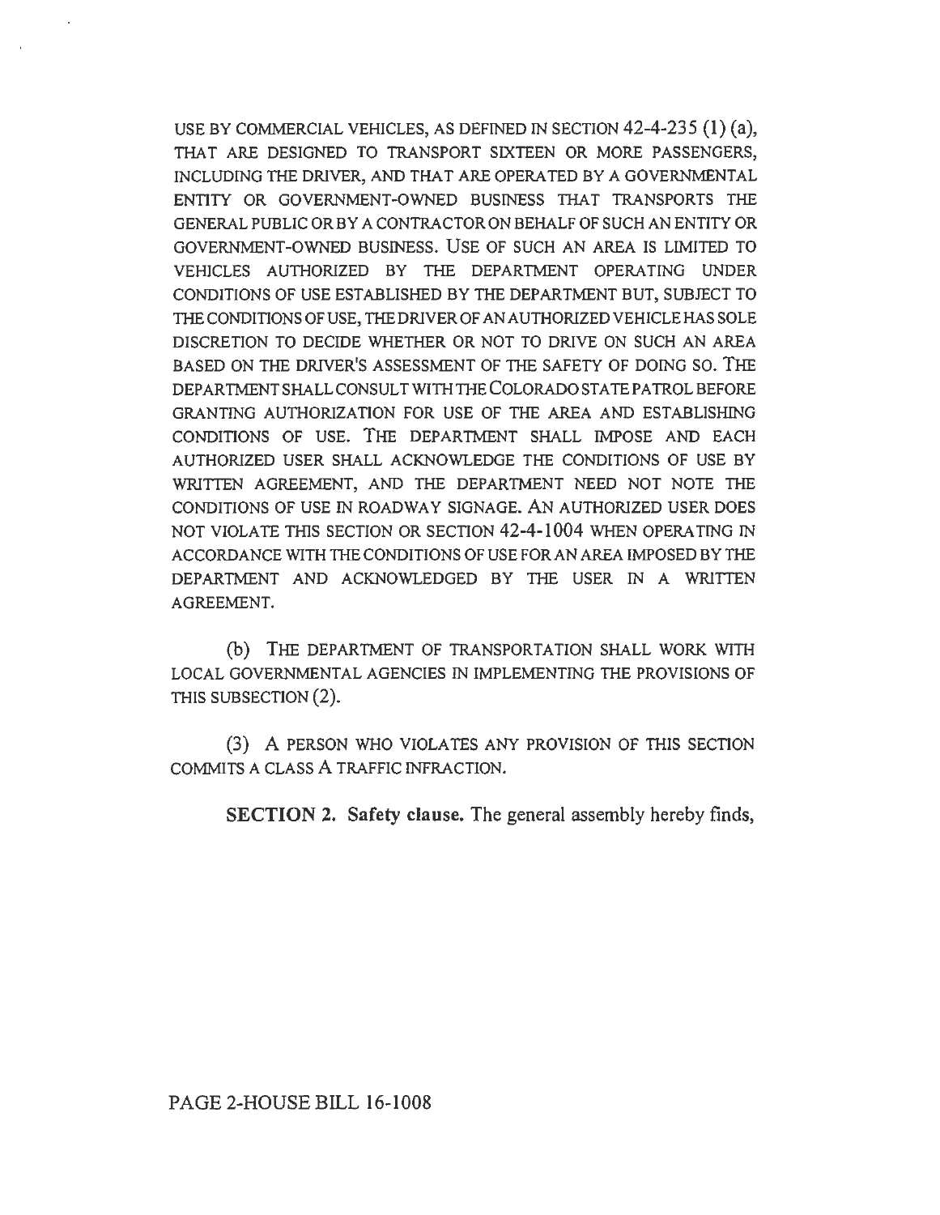USE BY COMMERCIAL VEHICLES, AS DEFINED IN SECTION 42-4-235 (1) (a), THAT ARE DESIGNED TO TRANSPORT SIXTEEN OR MORE PASSENGERS, INCLUDING THE DRIVER, AND THAT ARE OPERATED BY A GOVERNMENTAL ENTITY OR GOVERNMENT-OWNED BUSINESS THAT TRANSPORTS THE GENERAL PUBLIC OR BY A CONTRACTOR ON BEHALF OF SUCH AN ENTITY OR GOVERNMENT-OWNED BUSINESS. USE OF SUCH AN AREA IS LIMITED TO VEHICLES AUTHORIZED BY THE DEPARTMENT OPERATING UNDER CONDITIONS OF USE ESTABLISHED BY THE DEPARTMENT BUT, SUBJECT TO THE CONDITIONS OF USE, THE DRIVER OF AN AUTHORIZED VEHICLE HAS SOLE DISCRETION TO DECIDE WHETHER OR NOT TO DRIVE ON SUCH AN AREA BASED ON THE DRIVER'S ASSESSMENT OF THE SAFETY OF DOING SO. THE DEPARTMENT SHALL CONSULT WITH THE COLORADO STATE PATROL BEFORE GRANTING AUTHORIZATION FOR USE OF THE AREA AND ESTABLISHING CONDITIONS OF USE. THE DEPARTMENT SHALL IMPOSE AND EACH AUTHORIZED USER SHALL ACKNOWLEDGE THE CONDITIONS OF USE BY WRITTEN AGREEMENT, AND THE DEPARTMENT NEED NOT NOTE THE CONDITIONS OF USE IN ROADWAY SIGNAGE. AN AUTHORIZED USER DOES NOT VIOLATE THIS SECTION OR SECTION 42-4-1004 WHEN OPERATING IN ACCORDANCE WITH THE CONDITIONS OF USE FOR AN AREA IMPOSED BY THE DEPARTMENT AND ACKNOWLEDGED BY THE USER IN A WRITTEN AGREEMENT.

(b) THE DEPARTMENT OF TRANSPORTATION SHALL WORK WITH LOCAL GOVERNMENTAL AGENCIES IN IMPLEMENTING THE PROVISIONS OF THIS SUBSECTION (2).

(3) A PERSON WHO VIOLATES ANY PROVISION OF THIS SECTION COMMITS A CLASS A TRAFFIC INFRACTION.

**SECTION 2. Safety clause.** The general assembly hereby finds,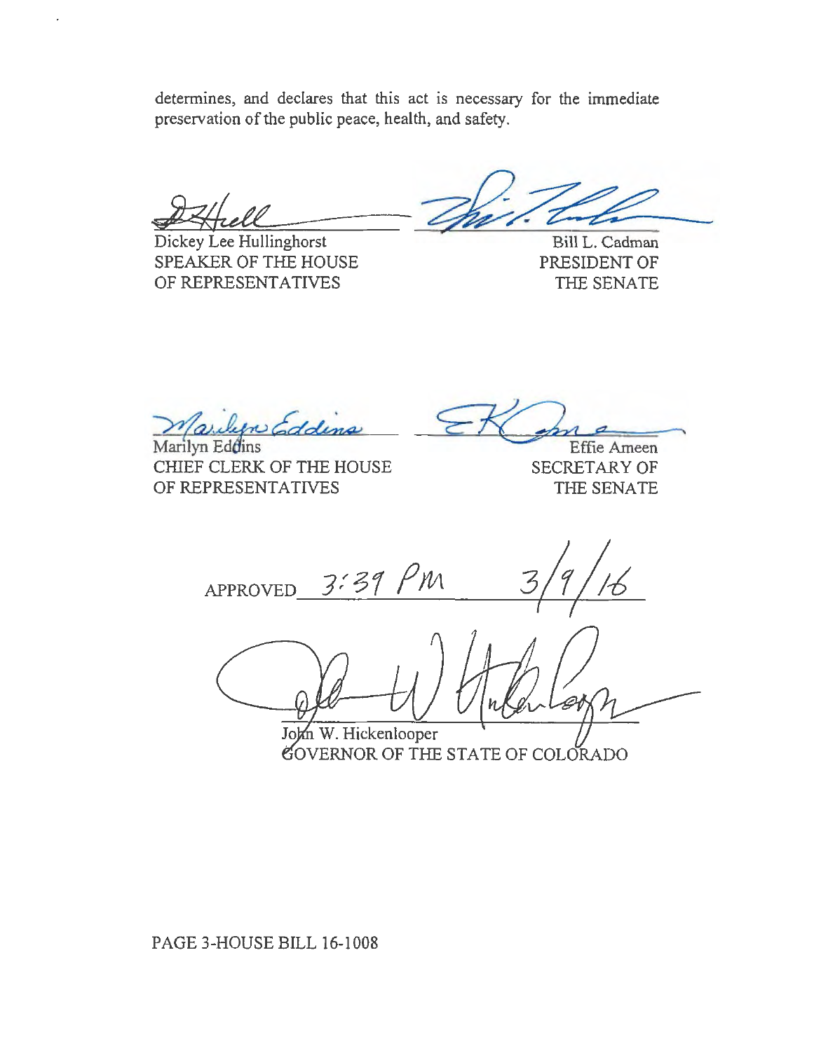determines, and declares that this act is necessary for the immediate preservation of the public peace, health, and safety.

Dickey Lee Hullinghorst
SPEAKER OF THE HOUSE
OF REPRESENTATIVES

Bill L. Cadman
PRESIDENT OF
THE SENATE

Marilyn Eddins
CHIEF CLERK OF THE HOUSE
OF REPRESENTATIVES

Effie Ameen
SECRETARY OF
THE SENATE

APPROVED 3:39 PM 3/9/16

John W. Hickenlooper
GOVERNOR OF THE STATE OF COLORADO

PAGE 3-HOUSE BILL 16-1008